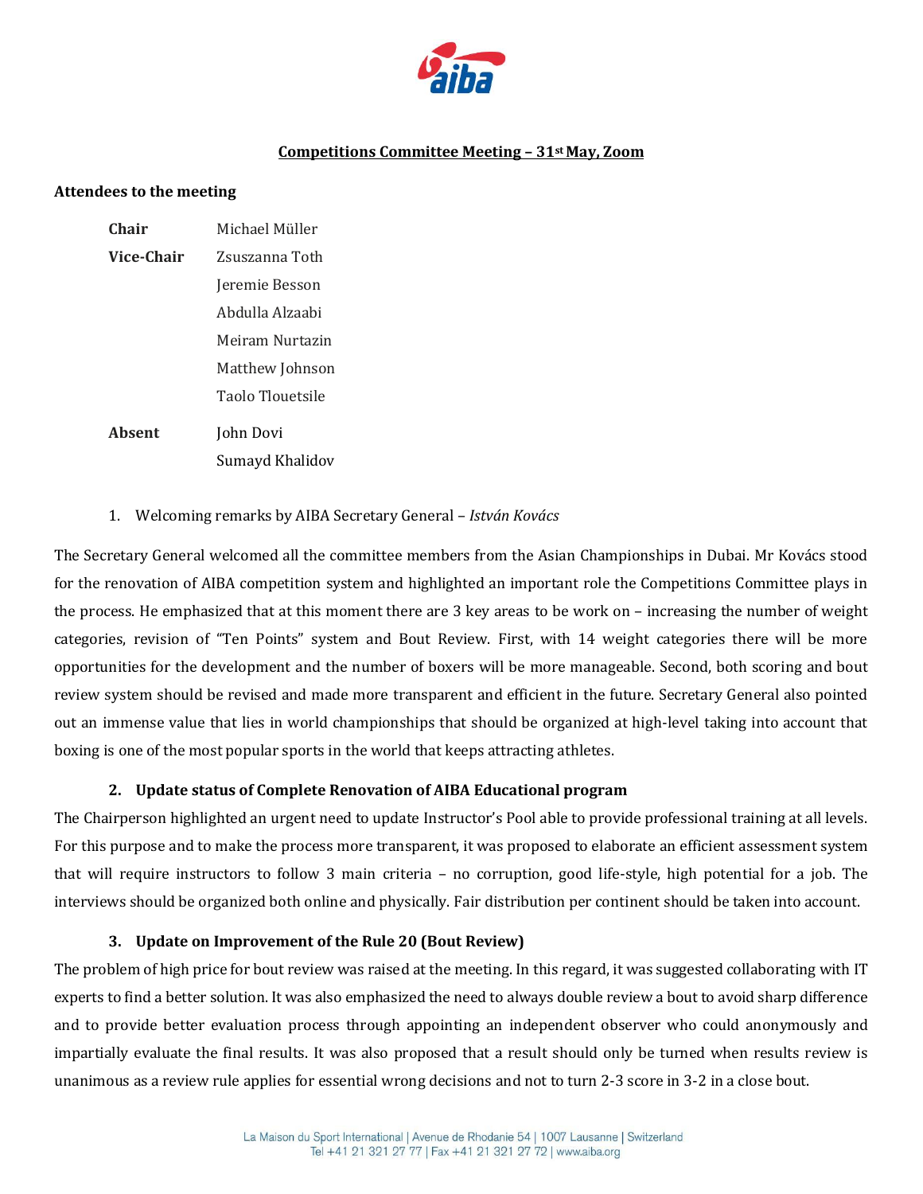# Competitions Committee Meeting – 31st May, Zoom

**Attendees to the meeting**

| | |
|---|---|
| **Chair** | Michael Müller |
| **Vice-Chair** | Zsuszanna Toth |
| | Jeremie Besson |
| | Abdulla Alzaabi |
| | Meiram Nurtazin |
| | Matthew Johnson |
| | Taolo Tlouetsile |
| **Absent** | John Dovi |
| | Sumayd Khalidov |

1. Welcoming remarks by AIBA Secretary General – *István Kovács*

The Secretary General welcomed all the committee members from the Asian Championships in Dubai. Mr Kovács stood for the renovation of AIBA competition system and highlighted an important role the Competitions Committee plays in the process. He emphasized that at this moment there are 3 key areas to be work on – increasing the number of weight categories, revision of "Ten Points" system and Bout Review. First, with 14 weight categories there will be more opportunities for the development and the number of boxers will be more manageable. Second, both scoring and bout review system should be revised and made more transparent and efficient in the future. Secretary General also pointed out an immense value that lies in world championships that should be organized at high-level taking into account that boxing is one of the most popular sports in the world that keeps attracting athletes.

2. **Update status of Complete Renovation of AIBA Educational program**

The Chairperson highlighted an urgent need to update Instructor's Pool able to provide professional training at all levels. For this purpose and to make the process more transparent, it was proposed to elaborate an efficient assessment system that will require instructors to follow 3 main criteria – no corruption, good life-style, high potential for a job. The interviews should be organized both online and physically. Fair distribution per continent should be taken into account.

3. **Update on Improvement of the Rule 20 (Bout Review)**

The problem of high price for bout review was raised at the meeting. In this regard, it was suggested collaborating with IT experts to find a better solution. It was also emphasized the need to always double review a bout to avoid sharp difference and to provide better evaluation process through appointing an independent observer who could anonymously and impartially evaluate the final results. It was also proposed that a result should only be turned when results review is unanimous as a review rule applies for essential wrong decisions and not to turn 2-3 score in 3-2 in a close bout.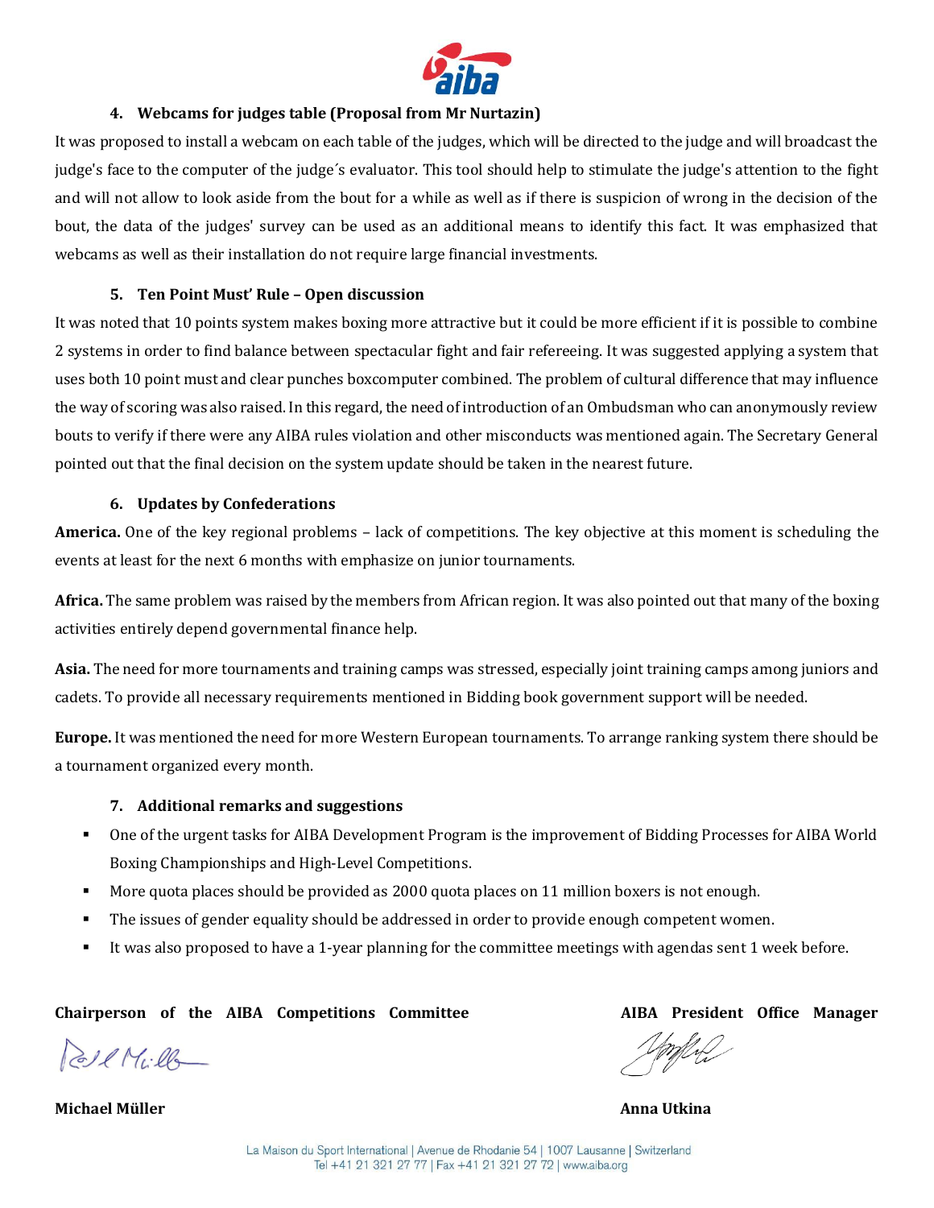### 4. Webcams for judges table (Proposal from Mr Nurtazin)

It was proposed to install a webcam on each table of the judges, which will be directed to the judge and will broadcast the judge's face to the computer of the judge´s evaluator. This tool should help to stimulate the judge's attention to the fight and will not allow to look aside from the bout for a while as well as if there is suspicion of wrong in the decision of the bout, the data of the judges' survey can be used as an additional means to identify this fact. It was emphasized that webcams as well as their installation do not require large financial investments.

### 5. Ten Point Must' Rule – Open discussion

It was noted that 10 points system makes boxing more attractive but it could be more efficient if it is possible to combine 2 systems in order to find balance between spectacular fight and fair refereeing. It was suggested applying a system that uses both 10 point must and clear punches boxcomputer combined. The problem of cultural difference that may influence the way of scoring was also raised. In this regard, the need of introduction of an Ombudsman who can anonymously review bouts to verify if there were any AIBA rules violation and other misconducts was mentioned again. The Secretary General pointed out that the final decision on the system update should be taken in the nearest future.

### 6. Updates by Confederations

**America.** One of the key regional problems – lack of competitions. The key objective at this moment is scheduling the events at least for the next 6 months with emphasize on junior tournaments.

**Africa.** The same problem was raised by the members from African region. It was also pointed out that many of the boxing activities entirely depend governmental finance help.

**Asia.** The need for more tournaments and training camps was stressed, especially joint training camps among juniors and cadets. To provide all necessary requirements mentioned in Bidding book government support will be needed.

**Europe.** It was mentioned the need for more Western European tournaments. To arrange ranking system there should be a tournament organized every month.

### 7. Additional remarks and suggestions

- One of the urgent tasks for AIBA Development Program is the improvement of Bidding Processes for AIBA World Boxing Championships and High-Level Competitions.
- More quota places should be provided as 2000 quota places on 11 million boxers is not enough.
- The issues of gender equality should be addressed in order to provide enough competent women.
- It was also proposed to have a 1-year planning for the committee meetings with agendas sent 1 week before.

**Chairperson of the AIBA Competitions Committee**

**Michael Müller**

**AIBA President Office Manager**

**Anna Utkina**